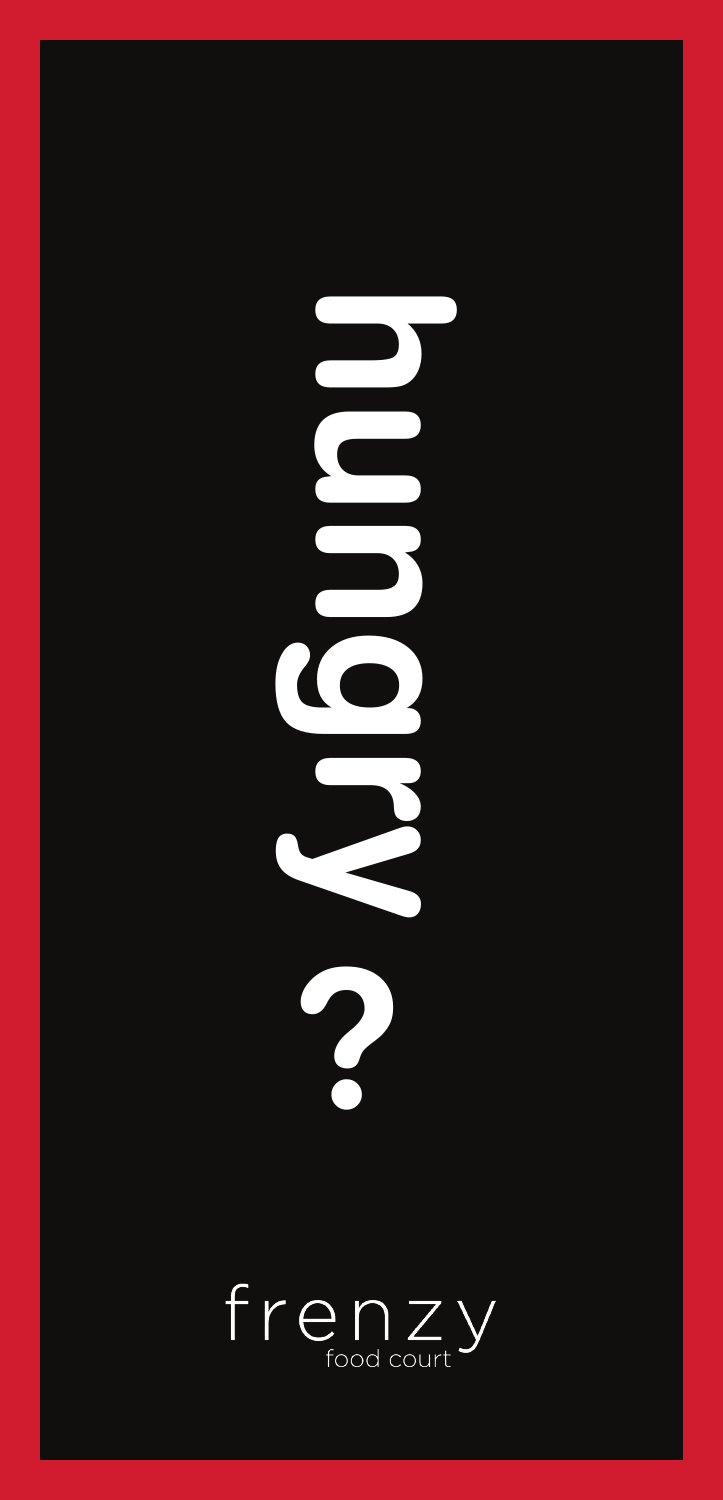# hungry?

frenzy

food court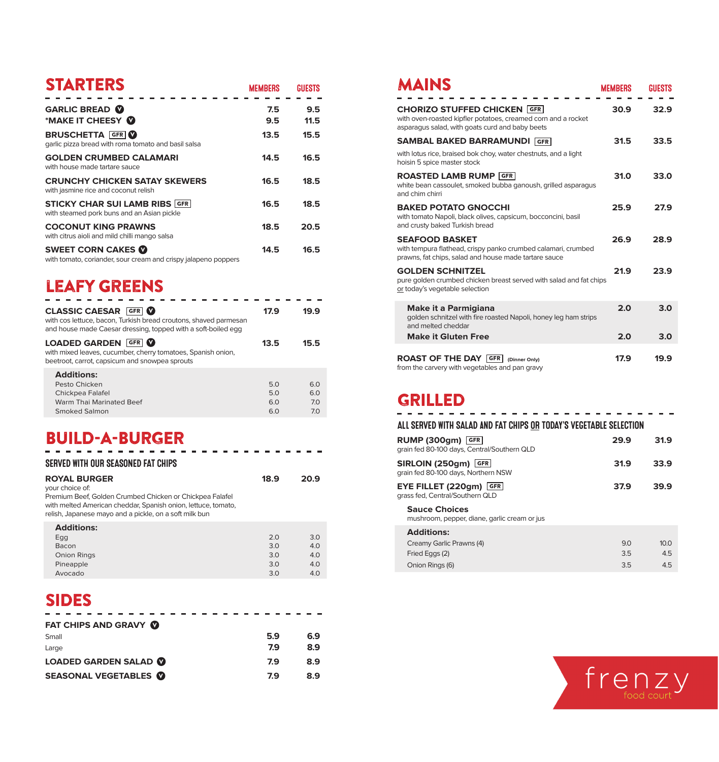## STARTERS

| | MEMBERS | GUESTS |
|---|---|---|
| **GARLIC BREAD** (V) | 7.5 | 9.5 |
| ***MAKE IT CHEESY** (V) | 9.5 | 11.5 |
| **BRUSCHETTA** GFR (V)<br>garlic pizza bread with roma tomato and basil salsa | 13.5 | 15.5 |
| **GOLDEN CRUMBED CALAMARI**<br>with house made tartare sauce | 14.5 | 16.5 |
| **CRUNCHY CHICKEN SATAY SKEWERS**<br>with jasmine rice and coconut relish | 16.5 | 18.5 |
| **STICKY CHAR SUI LAMB RIBS** GFR<br>with steamed pork buns and an Asian pickle | 16.5 | 18.5 |
| **COCONUT KING PRAWNS**<br>with citrus aioli and mild chilli mango salsa | 18.5 | 20.5 |
| **SWEET CORN CAKES** (V)<br>with tomato, coriander, sour cream and crispy jalapeno poppers | 14.5 | 16.5 |

## LEAFY GREENS

| | MEMBERS | GUESTS |
|---|---|---|
| **CLASSIC CAESAR** GFR (V)<br>with cos lettuce, bacon, Turkish bread croutons, shaved parmesan and house made Caesar dressing, topped with a soft-boiled egg | 17.9 | 19.9 |
| **LOADED GARDEN** GFR (V)<br>with mixed leaves, cucumber, cherry tomatoes, Spanish onion, beetroot, carrot, capsicum and snowpea sprouts | 13.5 | 15.5 |
| **Additions:** | | |
| Pesto Chicken | 5.0 | 6.0 |
| Chickpea Falafel | 5.0 | 6.0 |
| Warm Thai Marinated Beef | 6.0 | 7.0 |
| Smoked Salmon | 6.0 | 7.0 |

## BUILD-A-BURGER

SERVED WITH OUR SEASONED FAT CHIPS

| | MEMBERS | GUESTS |
|---|---|---|
| **ROYAL BURGER**<br>your choice of:<br>Premium Beef, Golden Crumbed Chicken or Chickpea Falafel with melted American cheddar, Spanish onion, lettuce, tomato, relish, Japanese mayo and a pickle, on a soft milk bun | 18.9 | 20.9 |
| **Additions:** | | |
| Egg | 2.0 | 3.0 |
| Bacon | 3.0 | 4.0 |
| Onion Rings | 3.0 | 4.0 |
| Pineapple | 3.0 | 4.0 |
| Avocado | 3.0 | 4.0 |

## SIDES

| | MEMBERS | GUESTS |
|---|---|---|
| **FAT CHIPS AND GRAVY** (V) | | |
| Small | 5.9 | 6.9 |
| Large | 7.9 | 8.9 |
| **LOADED GARDEN SALAD** (V) | 7.9 | 8.9 |
| **SEASONAL VEGETABLES** (V) | 7.9 | 8.9 |

## MAINS

| | MEMBERS | GUESTS |
|---|---|---|
| **CHORIZO STUFFED CHICKEN** GFR<br>with oven-roasted kipfler potatoes, creamed corn and a rocket asparagus salad, with goats curd and baby beets | 30.9 | 32.9 |
| **SAMBAL BAKED BARRAMUNDI** GFR<br>with lotus rice, braised bok choy, water chestnuts, and a light hoisin 5 spice master stock | 31.5 | 33.5 |
| **ROASTED LAMB RUMP** GFR<br>white bean cassoulet, smoked bubba ganoush, grilled asparagus and chim chirri | 31.0 | 33.0 |
| **BAKED POTATO GNOCCHI**<br>with tomato Napoli, black olives, capsicum, bocconcini, basil and crusty baked Turkish bread | 25.9 | 27.9 |
| **SEAFOOD BASKET**<br>with tempura flathead, crispy panko crumbed calamari, crumbed prawns, fat chips, salad and house made tartare sauce | 26.9 | 28.9 |
| **GOLDEN SCHNITZEL**<br>pure golden crumbed chicken breast served with salad and fat chips or today's vegetable selection | 21.9 | 23.9 |
| **Make it a Parmigiana**<br>golden schnitzel with fire roasted Napoli, honey leg ham strips and melted cheddar | 2.0 | 3.0 |
| **Make it Gluten Free** | 2.0 | 3.0 |
| **ROAST OF THE DAY** GFR (Dinner Only)<br>from the carvery with vegetables and pan gravy | 17.9 | 19.9 |

## GRILLED

ALL SERVED WITH SALAD AND FAT CHIPS OR TODAY'S VEGETABLE SELECTION

| | MEMBERS | GUESTS |
|---|---|---|
| **RUMP (300gm)** GFR<br>grain fed 80-100 days, Central/Southern QLD | 29.9 | 31.9 |
| **SIRLOIN (250gm)** GFR<br>grain fed 80-100 days, Northern NSW | 31.9 | 33.9 |
| **EYE FILLET (220gm)** GFR<br>grass fed, Central/Southern QLD | 37.9 | 39.9 |

**Sauce Choices**
mushroom, pepper, diane, garlic cream or jus

| | MEMBERS | GUESTS |
|---|---|---|
| **Additions:** | | |
| Creamy Garlic Prawns (4) | 9.0 | 10.0 |
| Fried Eggs (2) | 3.5 | 4.5 |
| Onion Rings (6) | 3.5 | 4.5 |

frenzy food court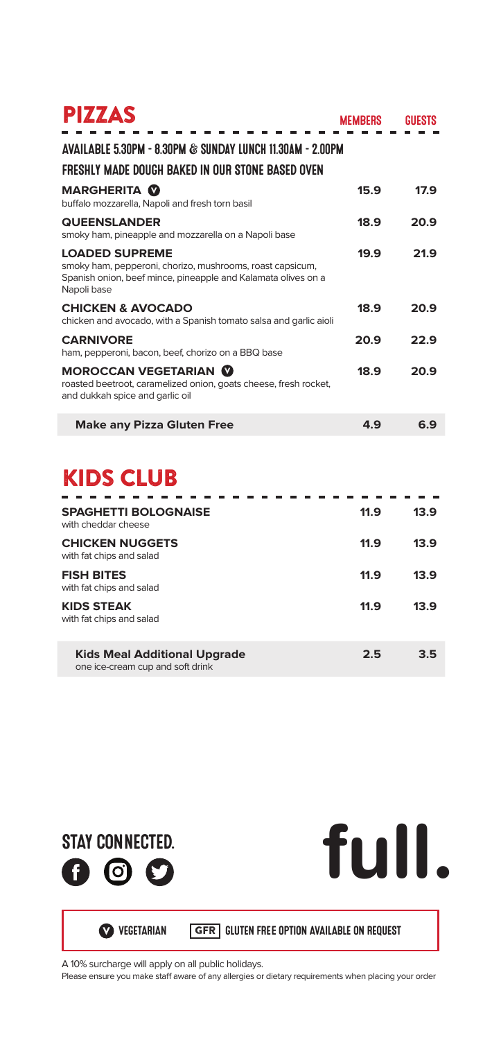# PIZZAS

AVAILABLE 5.30PM - 8.30PM & SUNDAY LUNCH 11.30AM - 2.00PM

FRESHLY MADE DOUGH BAKED IN OUR STONE BASED OVEN

| | MEMBERS | GUESTS |
|---|---|---|
| **MARGHERITA** (V)<br>buffalo mozzarella, Napoli and fresh torn basil | 15.9 | 17.9 |
| **QUEENSLANDER**<br>smoky ham, pineapple and mozzarella on a Napoli base | 18.9 | 20.9 |
| **LOADED SUPREME**<br>smoky ham, pepperoni, chorizo, mushrooms, roast capsicum, Spanish onion, beef mince, pineapple and Kalamata olives on a Napoli base | 19.9 | 21.9 |
| **CHICKEN & AVOCADO**<br>chicken and avocado, with a Spanish tomato salsa and garlic aioli | 18.9 | 20.9 |
| **CARNIVORE**<br>ham, pepperoni, bacon, beef, chorizo on a BBQ base | 20.9 | 22.9 |
| **MOROCCAN VEGETARIAN** (V)<br>roasted beetroot, caramelized onion, goats cheese, fresh rocket, and dukkah spice and garlic oil | 18.9 | 20.9 |
| **Make any Pizza Gluten Free** | 4.9 | 6.9 |

# KIDS CLUB

| | | |
|---|---|---|
| **SPAGHETTI BOLOGNAISE**<br>with cheddar cheese | 11.9 | 13.9 |
| **CHICKEN NUGGETS**<br>with fat chips and salad | 11.9 | 13.9 |
| **FISH BITES**<br>with fat chips and salad | 11.9 | 13.9 |
| **KIDS STEAK**<br>with fat chips and salad | 11.9 | 13.9 |
| **Kids Meal Additional Upgrade**<br>one ice-cream cup and soft drink | 2.5 | 3.5 |

STAY CONNECTED.

full.

(V) VEGETARIAN  GFR GLUTEN FREE OPTION AVAILABLE ON REQUEST

A 10% surcharge will apply on all public holidays.

Please ensure you make staff aware of any allergies or dietary requirements when placing your order